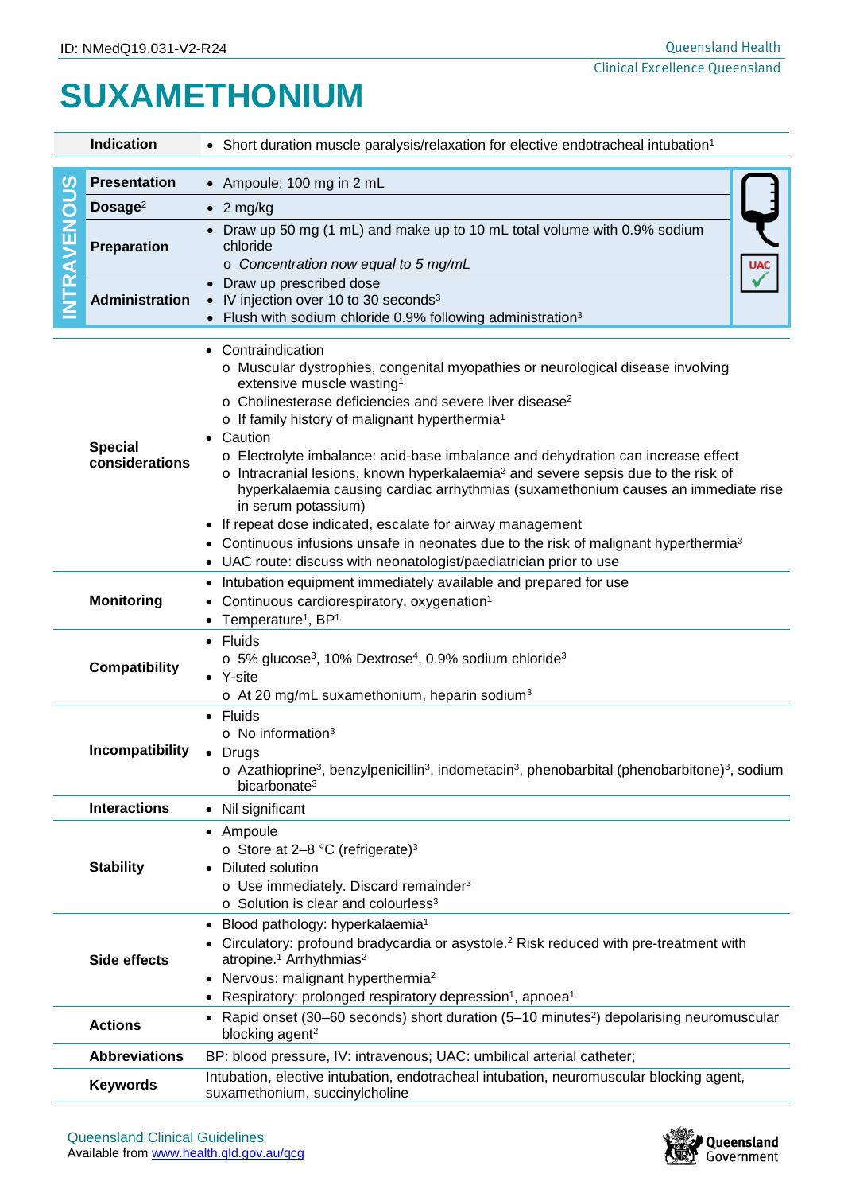ID: NMedQ19.031-V2-R24

Queensland Health
Clinical Excellence Queensland

# SUXAMETHONIUM

| | | |
|---|---|---|
| **Indication** | • Short duration muscle paralysis/relaxation for elective endotracheal intubation[1] | |
| **INTRAVENOUS** | | |
| **Presentation** | • Ampoule: 100 mg in 2 mL | UAC ✓ |
| **Dosage**[2] | • 2 mg/kg | |
| **Preparation** | • Draw up 50 mg (1 mL) and make up to 10 mL total volume with 0.9% sodium chloride<br>o *Concentration now equal to 5 mg/mL* | |
| **Administration** | • Draw up prescribed dose<br>• IV injection over 10 to 30 seconds[3]<br>• Flush with sodium chloride 0.9% following administration[3] | |
| **Special considerations** | • Contraindication<br>o Muscular dystrophies, congenital myopathies or neurological disease involving extensive muscle wasting[1]<br>o Cholinesterase deficiencies and severe liver disease[2]<br>o If family history of malignant hyperthermia[1]<br>• Caution<br>o Electrolyte imbalance: acid-base imbalance and dehydration can increase effect<br>o Intracranial lesions, known hyperkalaemia[2] and severe sepsis due to the risk of hyperkalaemia causing cardiac arrhythmias (suxamethonium causes an immediate rise in serum potassium)<br>• If repeat dose indicated, escalate for airway management<br>• Continuous infusions unsafe in neonates due to the risk of malignant hyperthermia[3]<br>• UAC route: discuss with neonatologist/paediatrician prior to use | |
| **Monitoring** | • Intubation equipment immediately available and prepared for use<br>• Continuous cardiorespiratory, oxygenation[1]<br>• Temperature[1], BP[1] | |
| **Compatibility** | • Fluids<br>o 5% glucose[3], 10% Dextrose[4], 0.9% sodium chloride[3]<br>• Y-site<br>o At 20 mg/mL suxamethonium, heparin sodium[3] | |
| **Incompatibility** | • Fluids<br>o No information[3]<br>• Drugs<br>o Azathioprine[3], benzylpenicillin[3], indometacin[3], phenobarbital (phenobarbitone)[3], sodium bicarbonate[3] | |
| **Interactions** | • Nil significant | |
| **Stability** | • Ampoule<br>o Store at 2–8 °C (refrigerate)[3]<br>• Diluted solution<br>o Use immediately. Discard remainder[3]<br>o Solution is clear and colourless[3] | |
| **Side effects** | • Blood pathology: hyperkalaemia[1]<br>• Circulatory: profound bradycardia or asystole.[2] Risk reduced with pre-treatment with atropine.[1] Arrhythmias[2]<br>• Nervous: malignant hyperthermia[2]<br>• Respiratory: prolonged respiratory depression[1], apnoea[1] | |
| **Actions** | • Rapid onset (30–60 seconds) short duration (5–10 minutes[2]) depolarising neuromuscular blocking agent[2] | |
| **Abbreviations** | BP: blood pressure, IV: intravenous; UAC: umbilical arterial catheter; | |
| **Keywords** | Intubation, elective intubation, endotracheal intubation, neuromuscular blocking agent, suxamethonium, succinylcholine | |

Queensland Clinical Guidelines
Available from www.health.qld.gov.au/qcg

Queensland Government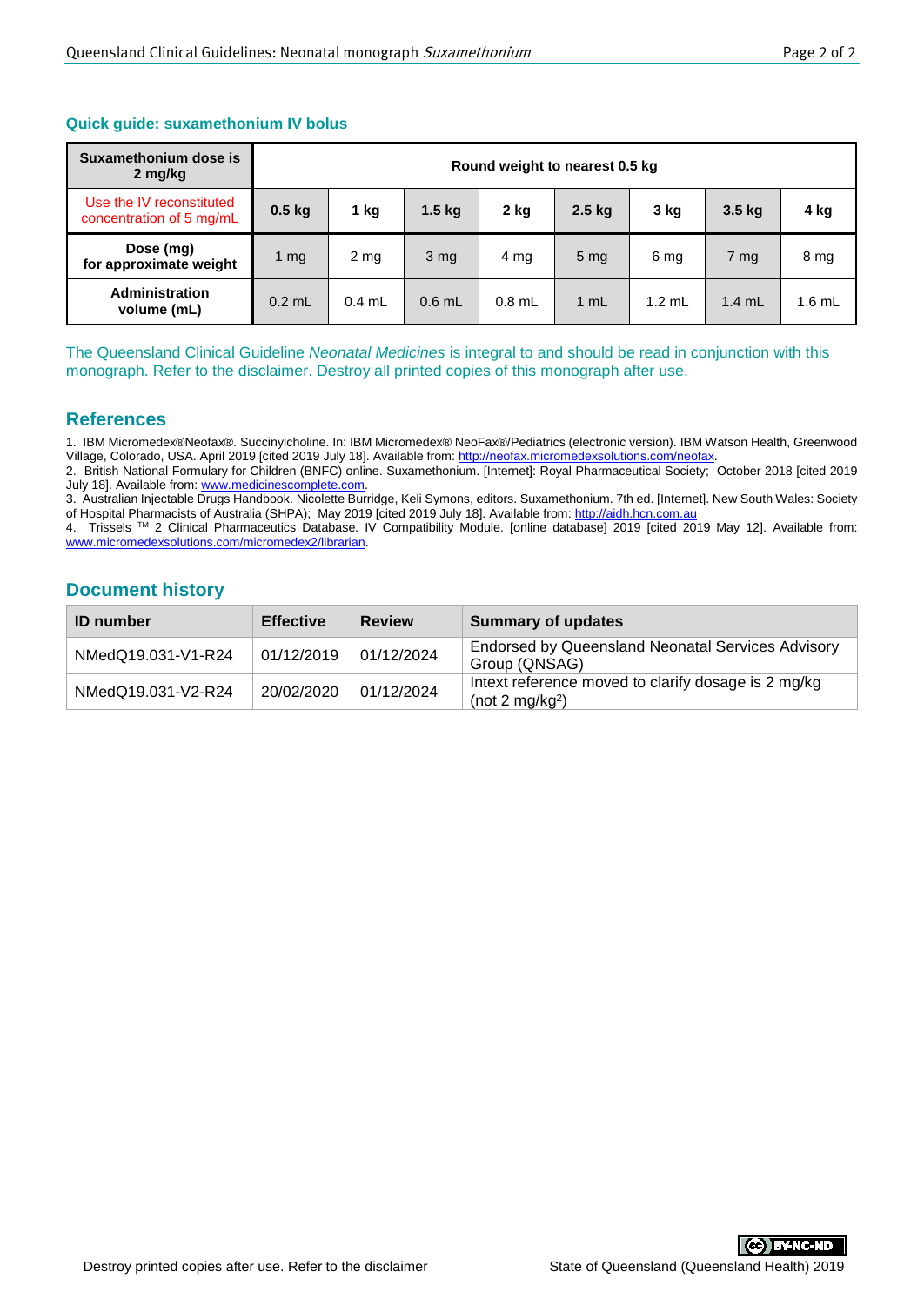### Quick guide: suxamethonium IV bolus

| Suxamethonium dose is 2 mg/kg | Round weight to nearest 0.5 kg | | | | | | | |
|---|---|---|---|---|---|---|---|---|
| Use the IV reconstituted concentration of 5 mg/mL | 0.5 kg | 1 kg | 1.5 kg | 2 kg | 2.5 kg | 3 kg | 3.5 kg | 4 kg |
| **Dose (mg) for approximate weight** | 1 mg | 2 mg | 3 mg | 4 mg | 5 mg | 6 mg | 7 mg | 8 mg |
| **Administration volume (mL)** | 0.2 mL | 0.4 mL | 0.6 mL | 0.8 mL | 1 mL | 1.2 mL | 1.4 mL | 1.6 mL |

The Queensland Clinical Guideline *Neonatal Medicines* is integral to and should be read in conjunction with this monograph. Refer to the disclaimer. Destroy all printed copies of this monograph after use.

## References

1. IBM Micromedex®Neofax®. Succinylcholine. In: IBM Micromedex® NeoFax®/Pediatrics (electronic version). IBM Watson Health, Greenwood Village, Colorado, USA. April 2019 [cited 2019 July 18]. Available from: http://neofax.micromedexsolutions.com/neofax.
2. British National Formulary for Children (BNFC) online. Suxamethonium. [Internet]: Royal Pharmaceutical Society; October 2018 [cited 2019 July 18]. Available from: www.medicinescomplete.com.
3. Australian Injectable Drugs Handbook. Nicolette Burridge, Keli Symons, editors. Suxamethonium. 7th ed. [Internet]. New South Wales: Society of Hospital Pharmacists of Australia (SHPA); May 2019 [cited 2019 July 18]. Available from: http://aidh.hcn.com.au
4. Trissels ™ 2 Clinical Pharmaceutics Database. IV Compatibility Module. [online database] 2019 [cited 2019 May 12]. Available from: www.micromedexsolutions.com/micromedex2/librarian.

## Document history

| ID number | Effective | Review | Summary of updates |
|---|---|---|---|
| NMedQ19.031-V1-R24 | 01/12/2019 | 01/12/2024 | Endorsed by Queensland Neonatal Services Advisory Group (QNSAG) |
| NMedQ19.031-V2-R24 | 20/02/2020 | 01/12/2024 | Intext reference moved to clarify dosage is 2 mg/kg (not 2 mg/kg[2]) |

Destroy printed copies after use. Refer to the disclaimer

State of Queensland (Queensland Health) 2019